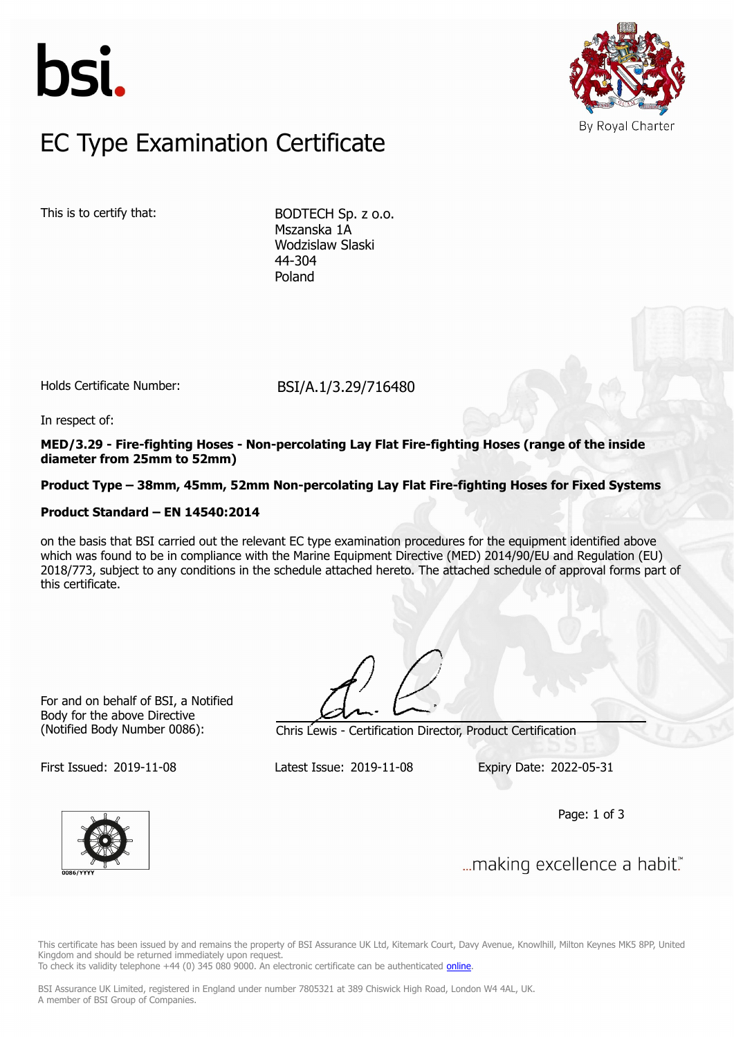bsi.

By Royal Charter

# EC Type Examination Certificate

This is to certify that:

BODTECH Sp. z o.o.
Mszanska 1A
Wodzislaw Slaski
44-304
Poland

Holds Certificate Number: BSI/A.1/3.29/716480

In respect of:

**MED/3.29 - Fire-fighting Hoses - Non-percolating Lay Flat Fire-fighting Hoses (range of the inside diameter from 25mm to 52mm)**

**Product Type – 38mm, 45mm, 52mm Non-percolating Lay Flat Fire-fighting Hoses for Fixed Systems**

**Product Standard – EN 14540:2014**

on the basis that BSI carried out the relevant EC type examination procedures for the equipment identified above which was found to be in compliance with the Marine Equipment Directive (MED) 2014/90/EU and Regulation (EU) 2018/773, subject to any conditions in the schedule attached hereto. The attached schedule of approval forms part of this certificate.

For and on behalf of BSI, a Notified Body for the above Directive (Notified Body Number 0086):

Chris Lewis - Certification Director, Product Certification

First Issued: 2019-11-08 Latest Issue: 2019-11-08 Expiry Date: 2022-05-31

0086/YYYY

...making excellence a habit.™

This certificate has been issued by and remains the property of BSI Assurance UK Ltd, Kitemark Court, Davy Avenue, Knowlhill, Milton Keynes MK5 8PP, United Kingdom and should be returned immediately upon request.
To check its validity telephone +44 (0) 345 080 9000. An electronic certificate can be authenticated online.

BSI Assurance UK Limited, registered in England under number 7805321 at 389 Chiswick High Road, London W4 4AL, UK.
A member of BSI Group of Companies.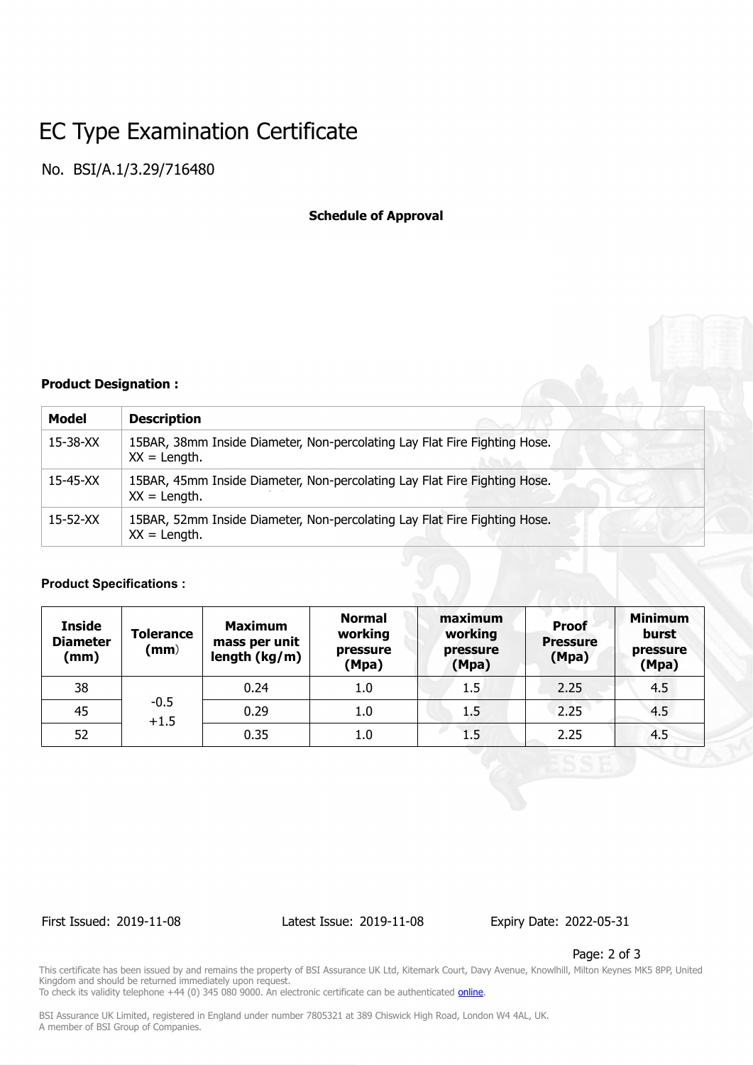# EC Type Examination Certificate

No. BSI/A.1/3.29/716480

**Schedule of Approval**

**Product Designation :**

| Model | Description |
| --- | --- |
| 15-38-XX | 15BAR, 38mm Inside Diameter, Non-percolating Lay Flat Fire Fighting Hose. XX = Length. |
| 15-45-XX | 15BAR, 45mm Inside Diameter, Non-percolating Lay Flat Fire Fighting Hose. XX = Length. |
| 15-52-XX | 15BAR, 52mm Inside Diameter, Non-percolating Lay Flat Fire Fighting Hose. XX = Length. |

**Product Specifications :**

| Inside Diameter (mm) | Tolerance (mm) | Maximum mass per unit length (kg/m) | Normal working pressure (Mpa) | maximum working pressure (Mpa) | Proof Pressure (Mpa) | Minimum burst pressure (Mpa) |
| --- | --- | --- | --- | --- | --- | --- |
| 38 | -0.5 +1.5 | 0.24 | 1.0 | 1.5 | 2.25 | 4.5 |
| 45 | | 0.29 | 1.0 | 1.5 | 2.25 | 4.5 |
| 52 | | 0.35 | 1.0 | 1.5 | 2.25 | 4.5 |

First Issued: 2019-11-08 Latest Issue: 2019-11-08 Expiry Date: 2022-05-31

This certificate has been issued by and remains the property of BSI Assurance UK Ltd, Kitemark Court, Davy Avenue, Knowlhill, Milton Keynes MK5 8PP, United Kingdom and should be returned immediately upon request.
To check its validity telephone +44 (0) 345 080 9000. An electronic certificate can be authenticated online.

BSI Assurance UK Limited, registered in England under number 7805321 at 389 Chiswick High Road, London W4 4AL, UK.
A member of BSI Group of Companies.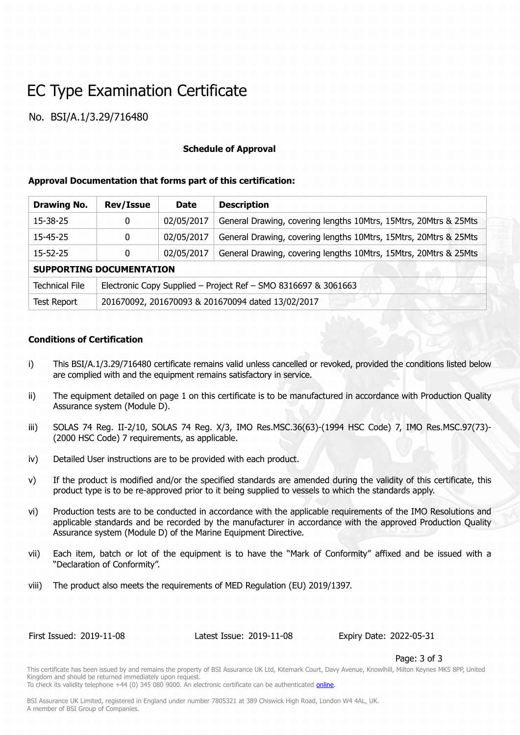// The footer with issue dates and BSI legal text appears only on this final page, so it is kept as document content.
# EC Type Examination Certificate

No. BSI/A.1/3.29/716480

**Schedule of Approval**

**Approval Documentation that forms part of this certification:**

| Drawing No. | Rev/Issue | Date | Description |
|---|---|---|---|
| 15-38-25 | 0 | 02/05/2017 | General Drawing, covering lengths 10Mtrs, 15Mtrs, 20Mtrs & 25Mts |
| 15-45-25 | 0 | 02/05/2017 | General Drawing, covering lengths 10Mtrs, 15Mtrs, 20Mtrs & 25Mts |
| 15-52-25 | 0 | 02/05/2017 | General Drawing, covering lengths 10Mtrs, 15Mtrs, 20Mtrs & 25Mts |
| **SUPPORTING DOCUMENTATION** | | | |
| Technical File | Electronic Copy Supplied – Project Ref – SMO 8316697 & 3061663 | | |
| Test Report | 201670092, 201670093 & 201670094 dated 13/02/2017 | | |

**Conditions of Certification**

i) This BSI/A.1/3.29/716480 certificate remains valid unless cancelled or revoked, provided the conditions listed below are complied with and the equipment remains satisfactory in service.

ii) The equipment detailed on page 1 on this certificate is to be manufactured in accordance with Production Quality Assurance system (Module D).

iii) SOLAS 74 Reg. II-2/10, SOLAS 74 Reg. X/3, IMO Res.MSC.36(63)-(1994 HSC Code) 7, IMO Res.MSC.97(73)-(2000 HSC Code) 7 requirements, as applicable.

iv) Detailed User instructions are to be provided with each product.

v) If the product is modified and/or the specified standards are amended during the validity of this certificate, this product type is to be re-approved prior to it being supplied to vessels to which the standards apply.

vi) Production tests are to be conducted in accordance with the applicable requirements of the IMO Resolutions and applicable standards and be recorded by the manufacturer in accordance with the approved Production Quality Assurance system (Module D) of the Marine Equipment Directive.

vii) Each item, batch or lot of the equipment is to have the "Mark of Conformity" affixed and be issued with a "Declaration of Conformity".

viii) The product also meets the requirements of MED Regulation (EU) 2019/1397.

First Issued: 2019-11-08 Latest Issue: 2019-11-08 Expiry Date: 2022-05-31

This certificate has been issued by and remains the property of BSI Assurance UK Ltd, Kitemark Court, Davy Avenue, Knowlhill, Milton Keynes MK5 8PP, United Kingdom and should be returned immediately upon request.
To check its validity telephone +44 (0) 345 080 9000. An electronic certificate can be authenticated online.

BSI Assurance UK Limited, registered in England under number 7805321 at 389 Chiswick High Road, London W4 4AL, UK.
A member of BSI Group of Companies.